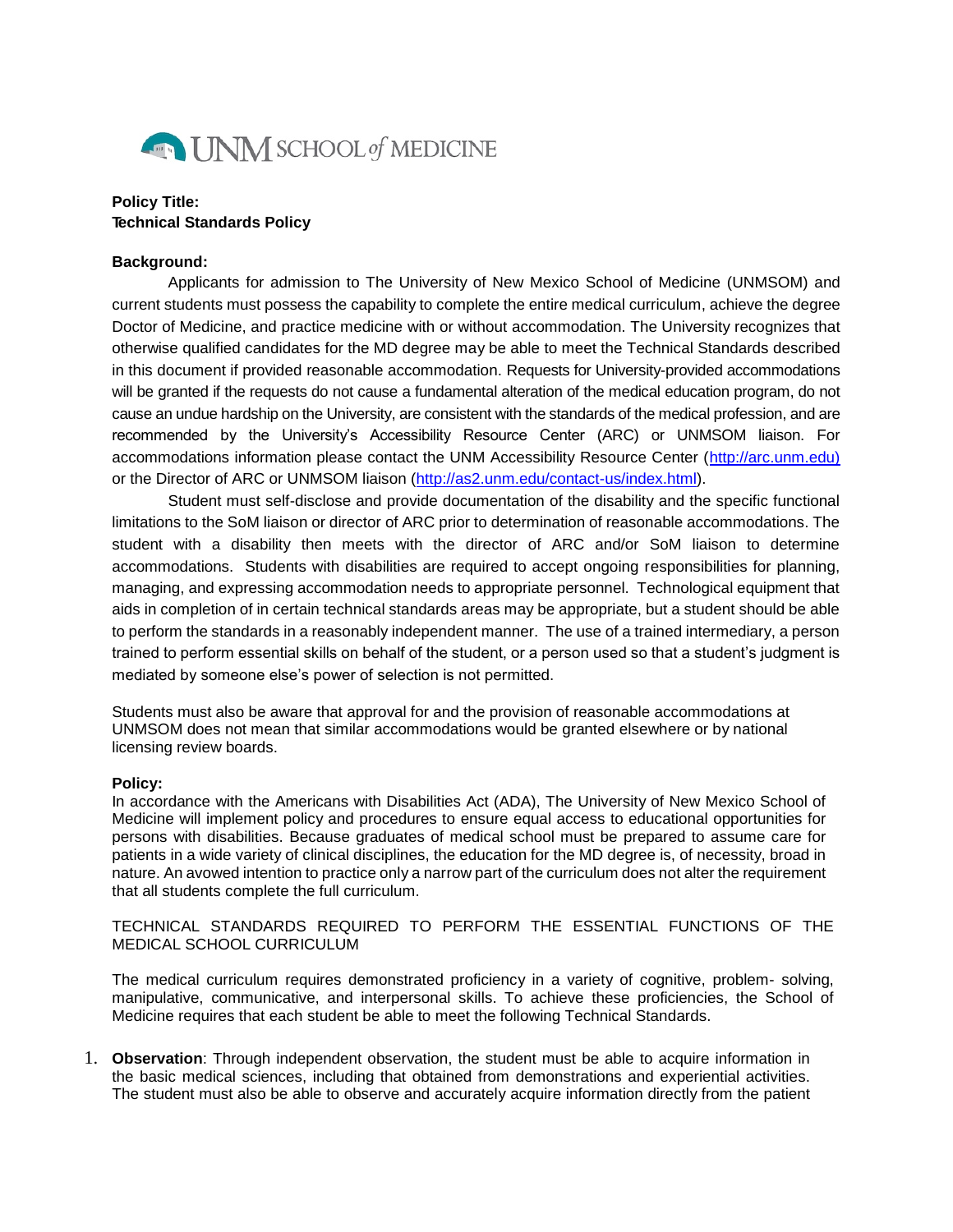UNM SCHOOL *of* MEDICINE

**Policy Title:**
**Technical Standards Policy**

**Background:**

Applicants for admission to The University of New Mexico School of Medicine (UNMSOM) and current students must possess the capability to complete the entire medical curriculum, achieve the degree Doctor of Medicine, and practice medicine with or without accommodation. The University recognizes that otherwise qualified candidates for the MD degree may be able to meet the Technical Standards described in this document if provided reasonable accommodation. Requests for University-provided accommodations will be granted if the requests do not cause a fundamental alteration of the medical education program, do not cause an undue hardship on the University, are consistent with the standards of the medical profession, and are recommended by the University's Accessibility Resource Center (ARC) or UNMSOM liaison. For accommodations information please contact the UNM Accessibility Resource Center (http://arc.unm.edu) or the Director of ARC or UNMSOM liaison (http://as2.unm.edu/contact-us/index.html).

Student must self-disclose and provide documentation of the disability and the specific functional limitations to the SoM liaison or director of ARC prior to determination of reasonable accommodations. The student with a disability then meets with the director of ARC and/or SoM liaison to determine accommodations. Students with disabilities are required to accept ongoing responsibilities for planning, managing, and expressing accommodation needs to appropriate personnel. Technological equipment that aids in completion of in certain technical standards areas may be appropriate, but a student should be able to perform the standards in a reasonably independent manner. The use of a trained intermediary, a person trained to perform essential skills on behalf of the student, or a person used so that a student's judgment is mediated by someone else's power of selection is not permitted.

Students must also be aware that approval for and the provision of reasonable accommodations at UNMSOM does not mean that similar accommodations would be granted elsewhere or by national licensing review boards.

**Policy:**

In accordance with the Americans with Disabilities Act (ADA), The University of New Mexico School of Medicine will implement policy and procedures to ensure equal access to educational opportunities for persons with disabilities. Because graduates of medical school must be prepared to assume care for patients in a wide variety of clinical disciplines, the education for the MD degree is, of necessity, broad in nature. An avowed intention to practice only a narrow part of the curriculum does not alter the requirement that all students complete the full curriculum.

TECHNICAL STANDARDS REQUIRED TO PERFORM THE ESSENTIAL FUNCTIONS OF THE MEDICAL SCHOOL CURRICULUM

The medical curriculum requires demonstrated proficiency in a variety of cognitive, problem- solving, manipulative, communicative, and interpersonal skills. To achieve these proficiencies, the School of Medicine requires that each student be able to meet the following Technical Standards.

1. **Observation**: Through independent observation, the student must be able to acquire information in the basic medical sciences, including that obtained from demonstrations and experiential activities. The student must also be able to observe and accurately acquire information directly from the patient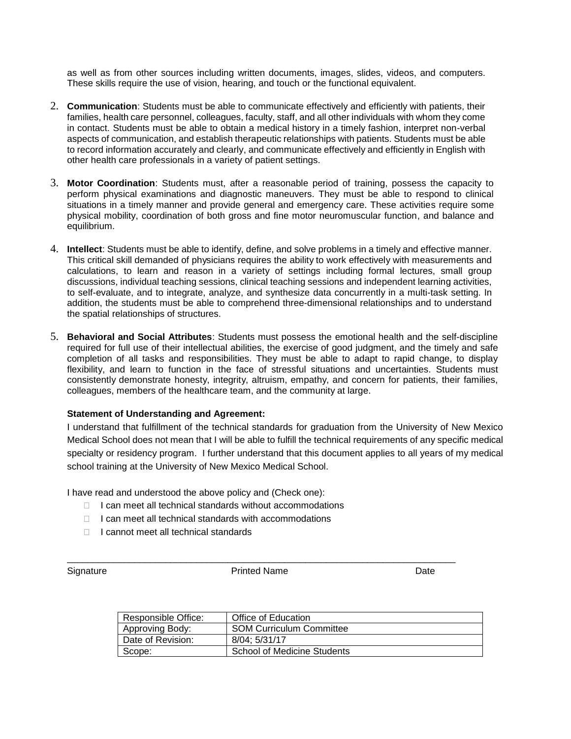as well as from other sources including written documents, images, slides, videos, and computers. These skills require the use of vision, hearing, and touch or the functional equivalent.

2. **Communication**: Students must be able to communicate effectively and efficiently with patients, their families, health care personnel, colleagues, faculty, staff, and all other individuals with whom they come in contact. Students must be able to obtain a medical history in a timely fashion, interpret non-verbal aspects of communication, and establish therapeutic relationships with patients. Students must be able to record information accurately and clearly, and communicate effectively and efficiently in English with other health care professionals in a variety of patient settings.

3. **Motor Coordination**: Students must, after a reasonable period of training, possess the capacity to perform physical examinations and diagnostic maneuvers. They must be able to respond to clinical situations in a timely manner and provide general and emergency care. These activities require some physical mobility, coordination of both gross and fine motor neuromuscular function, and balance and equilibrium.

4. **Intellect**: Students must be able to identify, define, and solve problems in a timely and effective manner. This critical skill demanded of physicians requires the ability to work effectively with measurements and calculations, to learn and reason in a variety of settings including formal lectures, small group discussions, individual teaching sessions, clinical teaching sessions and independent learning activities, to self-evaluate, and to integrate, analyze, and synthesize data concurrently in a multi-task setting. In addition, the students must be able to comprehend three-dimensional relationships and to understand the spatial relationships of structures.

5. **Behavioral and Social Attributes**: Students must possess the emotional health and the self-discipline required for full use of their intellectual abilities, the exercise of good judgment, and the timely and safe completion of all tasks and responsibilities. They must be able to adapt to rapid change, to display flexibility, and learn to function in the face of stressful situations and uncertainties. Students must consistently demonstrate honesty, integrity, altruism, empathy, and concern for patients, their families, colleagues, members of the healthcare team, and the community at large.

**Statement of Understanding and Agreement:**

I understand that fulfillment of the technical standards for graduation from the University of New Mexico Medical School does not mean that I will be able to fulfill the technical requirements of any specific medical specialty or residency program. I further understand that this document applies to all years of my medical school training at the University of New Mexico Medical School.

I have read and understood the above policy and (Check one):

- ☐ I can meet all technical standards without accommodations
- ☐ I can meet all technical standards with accommodations
- ☐ I cannot meet all technical standards

\_\_\_\_\_\_\_\_\_\_\_\_\_\_\_\_\_\_\_\_\_\_\_\_\_\_\_\_\_\_\_\_\_\_\_\_\_\_\_\_\_\_\_\_\_\_\_\_\_\_\_\_\_\_\_\_\_\_\_\_\_\_\_\_\_\_\_\_\_\_\_\_

Signature　　　　　　　　　　Printed Name　　　　　　　　　　Date

| | |
|---|---|
| Responsible Office: | Office of Education |
| Approving Body: | SOM Curriculum Committee |
| Date of Revision: | 8/04; 5/31/17 |
| Scope: | School of Medicine Students |